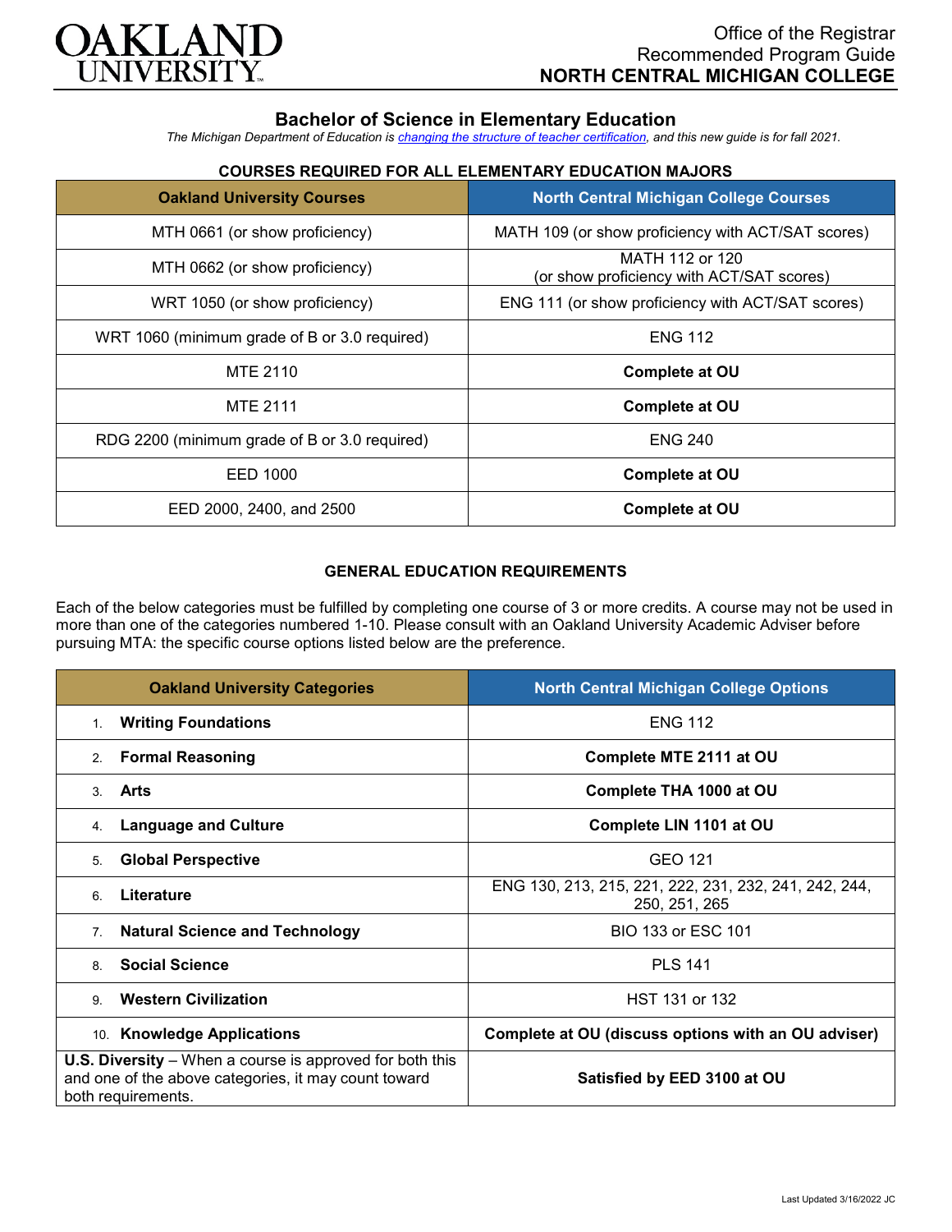OAKLAND UNIVERSITY

Office of the Registrar
Recommended Program Guide
**NORTH CENTRAL MICHIGAN COLLEGE**

## Bachelor of Science in Elementary Education

*The Michigan Department of Education is changing the structure of teacher certification, and this new guide is for fall 2021.*

### COURSES REQUIRED FOR ALL ELEMENTARY EDUCATION MAJORS

| Oakland University Courses | North Central Michigan College Courses |
|---|---|
| MTH 0661 (or show proficiency) | MATH 109 (or show proficiency with ACT/SAT scores) |
| MTH 0662 (or show proficiency) | MATH 112 or 120 (or show proficiency with ACT/SAT scores) |
| WRT 1050 (or show proficiency) | ENG 111 (or show proficiency with ACT/SAT scores) |
| WRT 1060 (minimum grade of B or 3.0 required) | ENG 112 |
| MTE 2110 | **Complete at OU** |
| MTE 2111 | **Complete at OU** |
| RDG 2200 (minimum grade of B or 3.0 required) | ENG 240 |
| EED 1000 | **Complete at OU** |
| EED 2000, 2400, and 2500 | **Complete at OU** |

### GENERAL EDUCATION REQUIREMENTS

Each of the below categories must be fulfilled by completing one course of 3 or more credits. A course may not be used in more than one of the categories numbered 1-10. Please consult with an Oakland University Academic Adviser before pursuing MTA: the specific course options listed below are the preference.

| Oakland University Categories | North Central Michigan College Options |
|---|---|
| 1. **Writing Foundations** | ENG 112 |
| 2. **Formal Reasoning** | **Complete MTE 2111 at OU** |
| 3. **Arts** | **Complete THA 1000 at OU** |
| 4. **Language and Culture** | **Complete LIN 1101 at OU** |
| 5. **Global Perspective** | GEO 121 |
| 6. **Literature** | ENG 130, 213, 215, 221, 222, 231, 232, 241, 242, 244, 250, 251, 265 |
| 7. **Natural Science and Technology** | BIO 133 or ESC 101 |
| 8. **Social Science** | PLS 141 |
| 9. **Western Civilization** | HST 131 or 132 |
| 10. **Knowledge Applications** | **Complete at OU (discuss options with an OU adviser)** |
| **U.S. Diversity** – When a course is approved for both this and one of the above categories, it may count toward both requirements. | **Satisfied by EED 3100 at OU** |

Last Updated 3/16/2022 JC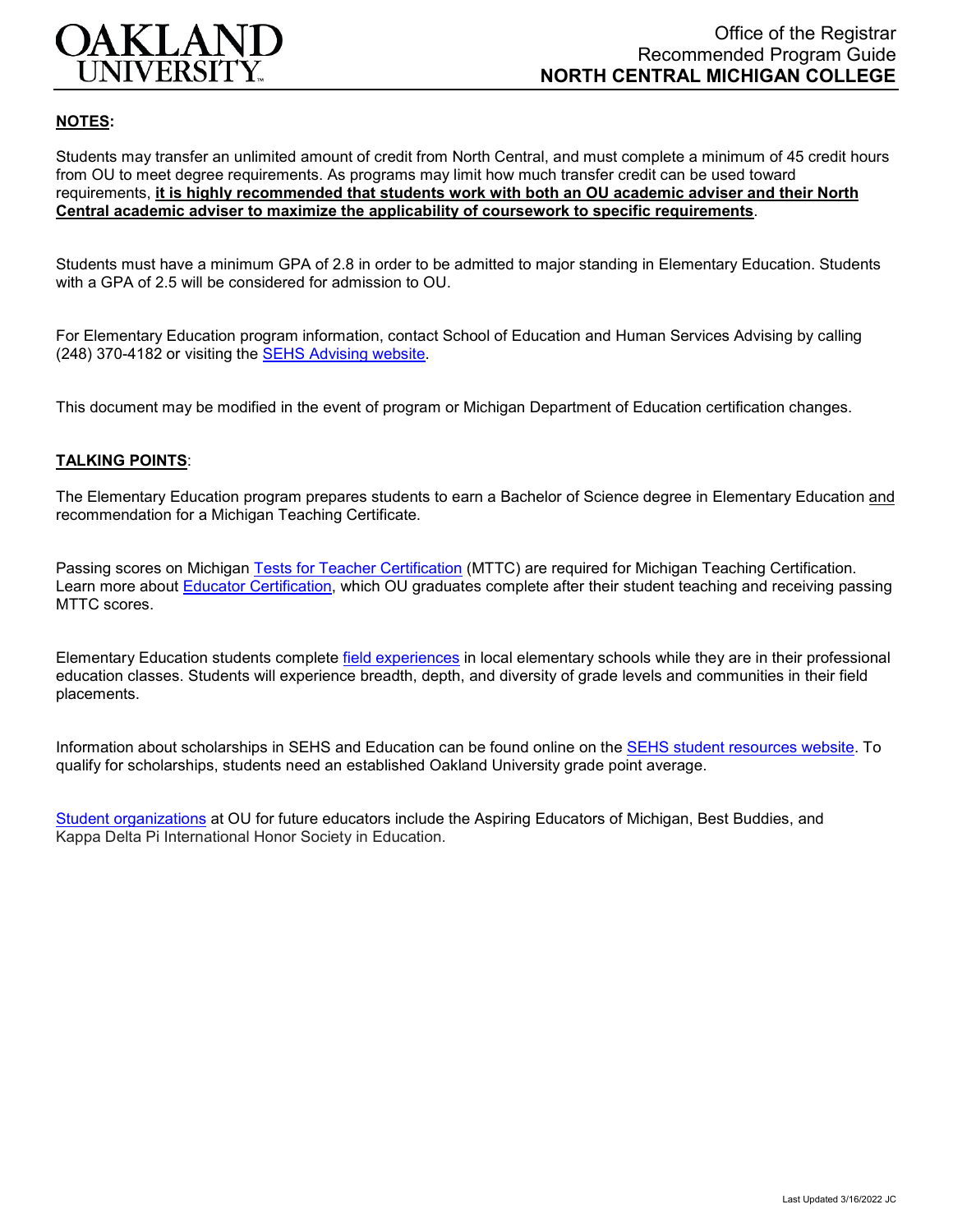**NOTES:**

Students may transfer an unlimited amount of credit from North Central, and must complete a minimum of 45 credit hours from OU to meet degree requirements. As programs may limit how much transfer credit can be used toward requirements, **it is highly recommended that students work with both an OU academic adviser and their North Central academic adviser to maximize the applicability of coursework to specific requirements**.

Students must have a minimum GPA of 2.8 in order to be admitted to major standing in Elementary Education. Students with a GPA of 2.5 will be considered for admission to OU.

For Elementary Education program information, contact School of Education and Human Services Advising by calling (248) 370-4182 or visiting the SEHS Advising website.

This document may be modified in the event of program or Michigan Department of Education certification changes.

**TALKING POINTS**:

The Elementary Education program prepares students to earn a Bachelor of Science degree in Elementary Education and recommendation for a Michigan Teaching Certificate.

Passing scores on Michigan Tests for Teacher Certification (MTTC) are required for Michigan Teaching Certification. Learn more about Educator Certification, which OU graduates complete after their student teaching and receiving passing MTTC scores.

Elementary Education students complete field experiences in local elementary schools while they are in their professional education classes. Students will experience breadth, depth, and diversity of grade levels and communities in their field placements.

Information about scholarships in SEHS and Education can be found online on the SEHS student resources website. To qualify for scholarships, students need an established Oakland University grade point average.

Student organizations at OU for future educators include the Aspiring Educators of Michigan, Best Buddies, and Kappa Delta Pi International Honor Society in Education.

Last Updated 3/16/2022 JC